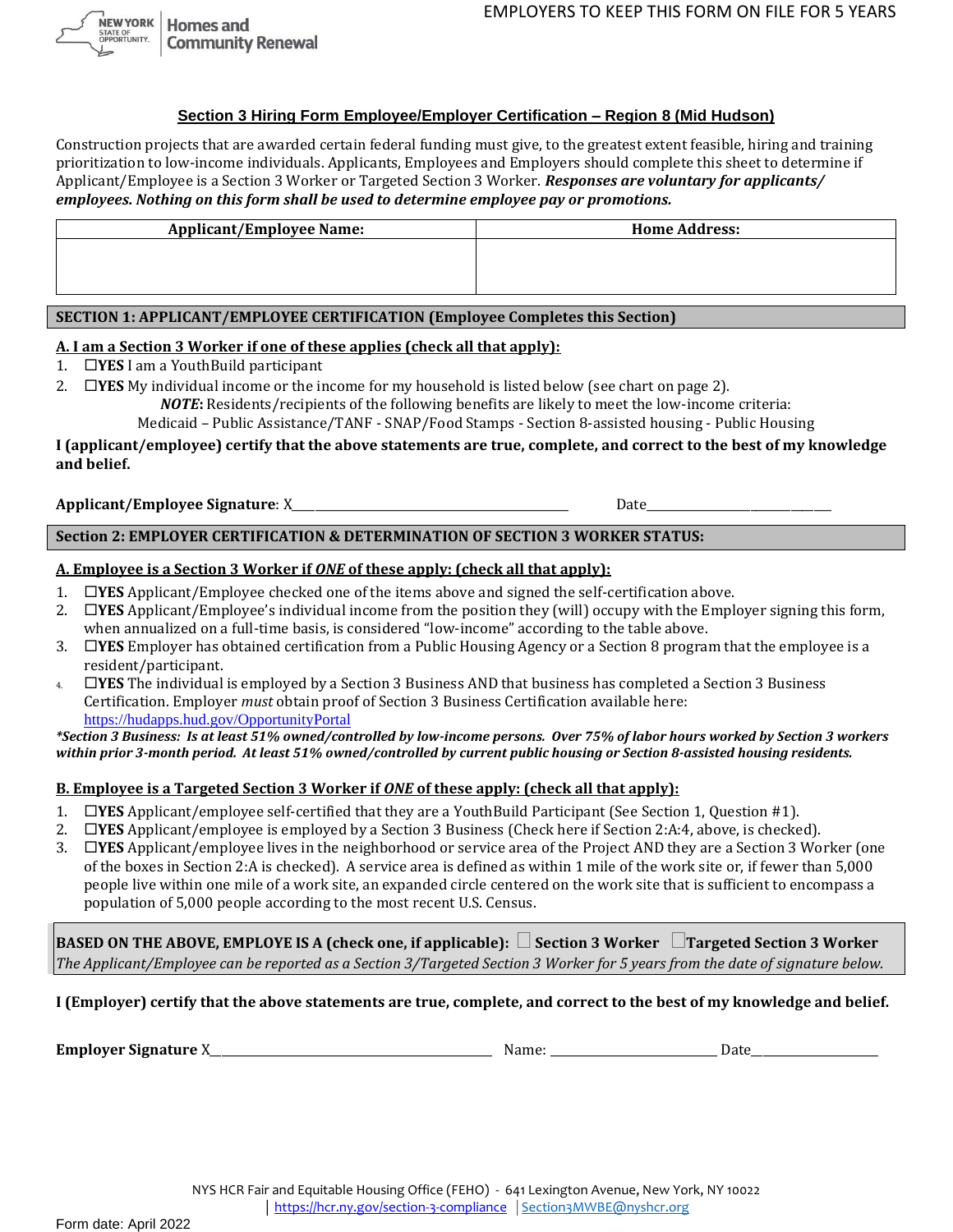EMPLOYERS TO KEEP THIS FORM ON FILE FOR 5 YEARS

NEW YORK STATE OF OPPORTUNITY. | Homes and Community Renewal

## Section 3 Hiring Form Employee/Employer Certification – Region 8 (Mid Hudson)

Construction projects that are awarded certain federal funding must give, to the greatest extent feasible, hiring and training prioritization to low-income individuals. Applicants, Employees and Employers should complete this sheet to determine if Applicant/Employee is a Section 3 Worker or Targeted Section 3 Worker. ***Responses are voluntary for applicants/ employees. Nothing on this form shall be used to determine employee pay or promotions.***

| Applicant/Employee Name: | Home Address: |
|---|---|
| | |

### SECTION 1: APPLICANT/EMPLOYEE CERTIFICATION (Employee Completes this Section)

**A. I am a Section 3 Worker if one of these applies (check all that apply):**

1. ☐**YES** I am a YouthBuild participant
2. ☐**YES** My individual income or the income for my household is listed below (see chart on page 2).
   ***NOTE*:** Residents/recipients of the following benefits are likely to meet the low-income criteria:
   Medicaid – Public Assistance/TANF - SNAP/Food Stamps - Section 8-assisted housing - Public Housing

**I (applicant/employee) certify that the above statements are true, complete, and correct to the best of my knowledge and belief.**

**Applicant/Employee Signature**: X________________________________ Date____________________

### Section 2: EMPLOYER CERTIFICATION & DETERMINATION OF SECTION 3 WORKER STATUS:

**A. Employee is a Section 3 Worker if *ONE* of these apply: (check all that apply):**

1. ☐**YES** Applicant/Employee checked one of the items above and signed the self-certification above.
2. ☐**YES** Applicant/Employee's individual income from the position they (will) occupy with the Employer signing this form, when annualized on a full-time basis, is considered "low-income" according to the table above.
3. ☐**YES** Employer has obtained certification from a Public Housing Agency or a Section 8 program that the employee is a resident/participant.
4. ☐**YES** The individual is employed by a Section 3 Business AND that business has completed a Section 3 Business Certification. Employer *must* obtain proof of Section 3 Business Certification available here: https://hudapps.hud.gov/OpportunityPortal

***\*Section 3 Business: Is at least 51% owned/controlled by low-income persons. Over 75% of labor hours worked by Section 3 workers within prior 3-month period. At least 51% owned/controlled by current public housing or Section 8-assisted housing residents.***

**B. Employee is a Targeted Section 3 Worker if *ONE* of these apply: (check all that apply):**

1. ☐**YES** Applicant/employee self-certified that they are a YouthBuild Participant (See Section 1, Question #1).
2. ☐**YES** Applicant/employee is employed by a Section 3 Business (Check here if Section 2:A:4, above, is checked).
3. ☐**YES** Applicant/employee lives in the neighborhood or service area of the Project AND they are a Section 3 Worker (one of the boxes in Section 2:A is checked). A service area is defined as within 1 mile of the work site or, if fewer than 5,000 people live within one mile of a work site, an expanded circle centered on the work site that is sufficient to encompass a population of 5,000 people according to the most recent U.S. Census.

**BASED ON THE ABOVE, EMPLOYE IS A (check one, if applicable):** ☐ **Section 3 Worker** ☐ **Targeted Section 3 Worker**
*The Applicant/Employee can be reported as a Section 3/Targeted Section 3 Worker for 5 years from the date of signature below.*

**I (Employer) certify that the above statements are true, complete, and correct to the best of my knowledge and belief.**

**Employer Signature** X________________________________ Name: ____________________ Date________________

NYS HCR Fair and Equitable Housing Office (FEHO) - 641 Lexington Avenue, New York, NY 10022
| https://hcr.ny.gov/section-3-compliance | Section3MWBE@nyshcr.org

Form date: April 2022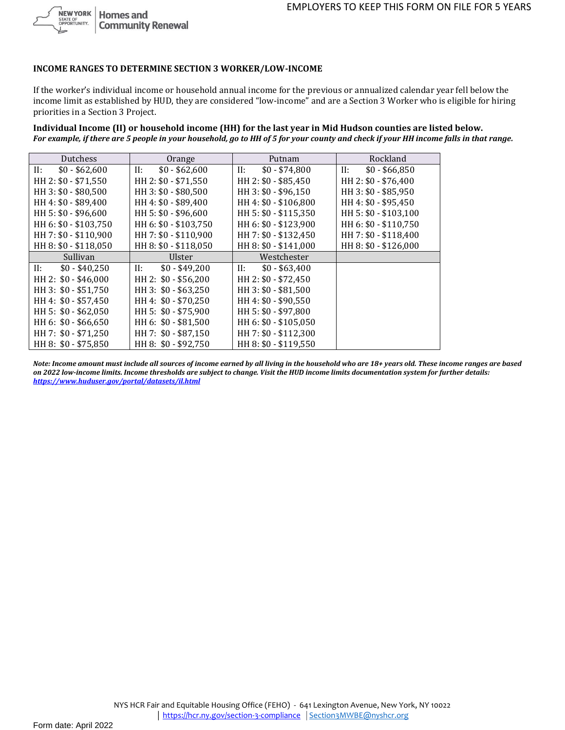EMPLOYERS TO KEEP THIS FORM ON FILE FOR 5 YEARS

NEW YORK STATE OF OPPORTUNITY. | Homes and Community Renewal

**INCOME RANGES TO DETERMINE SECTION 3 WORKER/LOW-INCOME**

If the worker's individual income or household annual income for the previous or annualized calendar year fell below the income limit as established by HUD, they are considered "low-income" and are a Section 3 Worker who is eligible for hiring priorities in a Section 3 Project.

**Individual Income (II) or household income (HH) for the last year in Mid Hudson counties are listed below.**
***For example, if there are 5 people in your household, go to HH of 5 for your county and check if your HH income falls in that range.***

| Dutchess | Orange | Putnam | Rockland |
|---|---|---|---|
| II: $0 - $62,600 | II: $0 - $62,600 | II: $0 - $74,800 | II: $0 - $66,850 |
| HH 2: $0 - $71,550 | HH 2: $0 - $71,550 | HH 2: $0 - $85,450 | HH 2: $0 - $76,400 |
| HH 3: $0 - $80,500 | HH 3: $0 - $80,500 | HH 3: $0 - $96,150 | HH 3: $0 - $85,950 |
| HH 4: $0 - $89,400 | HH 4: $0 - $89,400 | HH 4: $0 - $106,800 | HH 4: $0 - $95,450 |
| HH 5: $0 - $96,600 | HH 5: $0 - $96,600 | HH 5: $0 - $115,350 | HH 5: $0 - $103,100 |
| HH 6: $0 - $103,750 | HH 6: $0 - $103,750 | HH 6: $0 - $123,900 | HH 6: $0 - $110,750 |
| HH 7: $0 - $110,900 | HH 7: $0 - $110,900 | HH 7: $0 - $132,450 | HH 7: $0 - $118,400 |
| HH 8: $0 - $118,050 | HH 8: $0 - $118,050 | HH 8: $0 - $141,000 | HH 8: $0 - $126,000 |
| **Sullivan** | **Ulster** | **Westchester** | |
| II: $0 - $40,250 | II: $0 - $49,200 | II: $0 - $63,400 | |
| HH 2: $0 - $46,000 | HH 2: $0 - $56,200 | HH 2: $0 - $72,450 | |
| HH 3: $0 - $51,750 | HH 3: $0 - $63,250 | HH 3: $0 - $81,500 | |
| HH 4: $0 - $57,450 | HH 4: $0 - $70,250 | HH 4: $0 - $90,550 | |
| HH 5: $0 - $62,050 | HH 5: $0 - $75,900 | HH 5: $0 - $97,800 | |
| HH 6: $0 - $66,650 | HH 6: $0 - $81,500 | HH 6: $0 - $105,050 | |
| HH 7: $0 - $71,250 | HH 7: $0 - $87,150 | HH 7: $0 - $112,300 | |
| HH 8: $0 - $75,850 | HH 8: $0 - $92,750 | HH 8: $0 - $119,550 | |

***Note: Income amount must include all sources of income earned by all living in the household who are 18+ years old. These income ranges are based on 2022 low-income limits. Income thresholds are subject to change. Visit the HUD income limits documentation system for further details: https://www.huduser.gov/portal/datasets/il.html***

NYS HCR Fair and Equitable Housing Office (FEHO) - 641 Lexington Avenue, New York, NY 10022
| https://hcr.ny.gov/section-3-compliance | Section3MWBE@nyshcr.org

Form date: April 2022